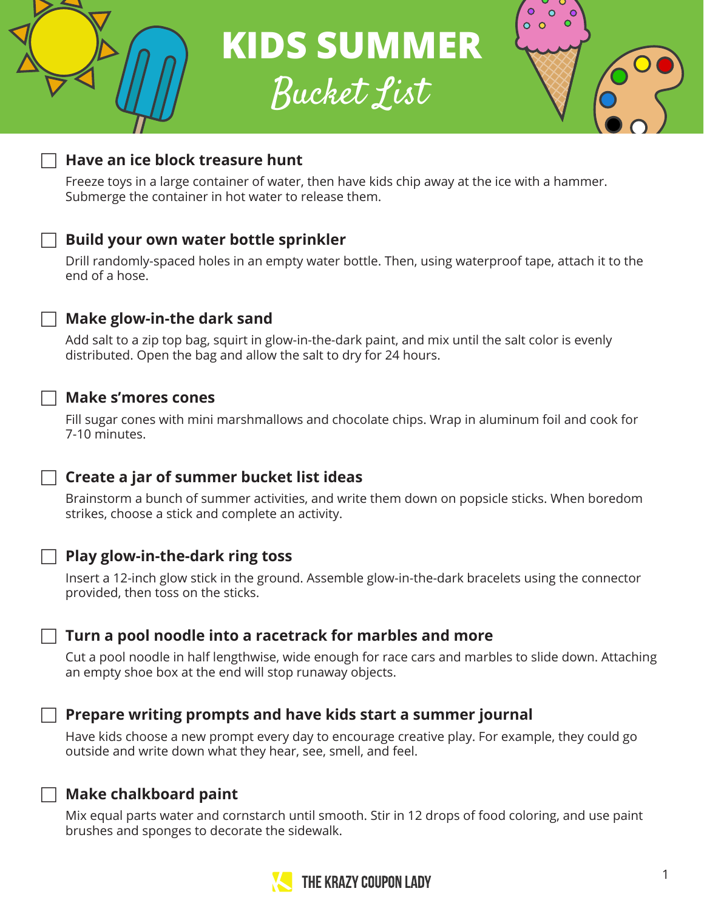# KIDS SUMMER
## Bucket List

- [ ] **Have an ice block treasure hunt**

  Freeze toys in a large container of water, then have kids chip away at the ice with a hammer. Submerge the container in hot water to release them.

- [ ] **Build your own water bottle sprinkler**

  Drill randomly-spaced holes in an empty water bottle. Then, using waterproof tape, attach it to the end of a hose.

- [ ] **Make glow-in-the dark sand**

  Add salt to a zip top bag, squirt in glow-in-the-dark paint, and mix until the salt color is evenly distributed. Open the bag and allow the salt to dry for 24 hours.

- [ ] **Make s'mores cones**

  Fill sugar cones with mini marshmallows and chocolate chips. Wrap in aluminum foil and cook for 7-10 minutes.

- [ ] **Create a jar of summer bucket list ideas**

  Brainstorm a bunch of summer activities, and write them down on popsicle sticks. When boredom strikes, choose a stick and complete an activity.

- [ ] **Play glow-in-the-dark ring toss**

  Insert a 12-inch glow stick in the ground. Assemble glow-in-the-dark bracelets using the connector provided, then toss on the sticks.

- [ ] **Turn a pool noodle into a racetrack for marbles and more**

  Cut a pool noodle in half lengthwise, wide enough for race cars and marbles to slide down. Attaching an empty shoe box at the end will stop runaway objects.

- [ ] **Prepare writing prompts and have kids start a summer journal**

  Have kids choose a new prompt every day to encourage creative play. For example, they could go outside and write down what they hear, see, smell, and feel.

- [ ] **Make chalkboard paint**

  Mix equal parts water and cornstarch until smooth. Stir in 12 drops of food coloring, and use paint brushes and sponges to decorate the sidewalk.

THE KRAZY COUPON LADY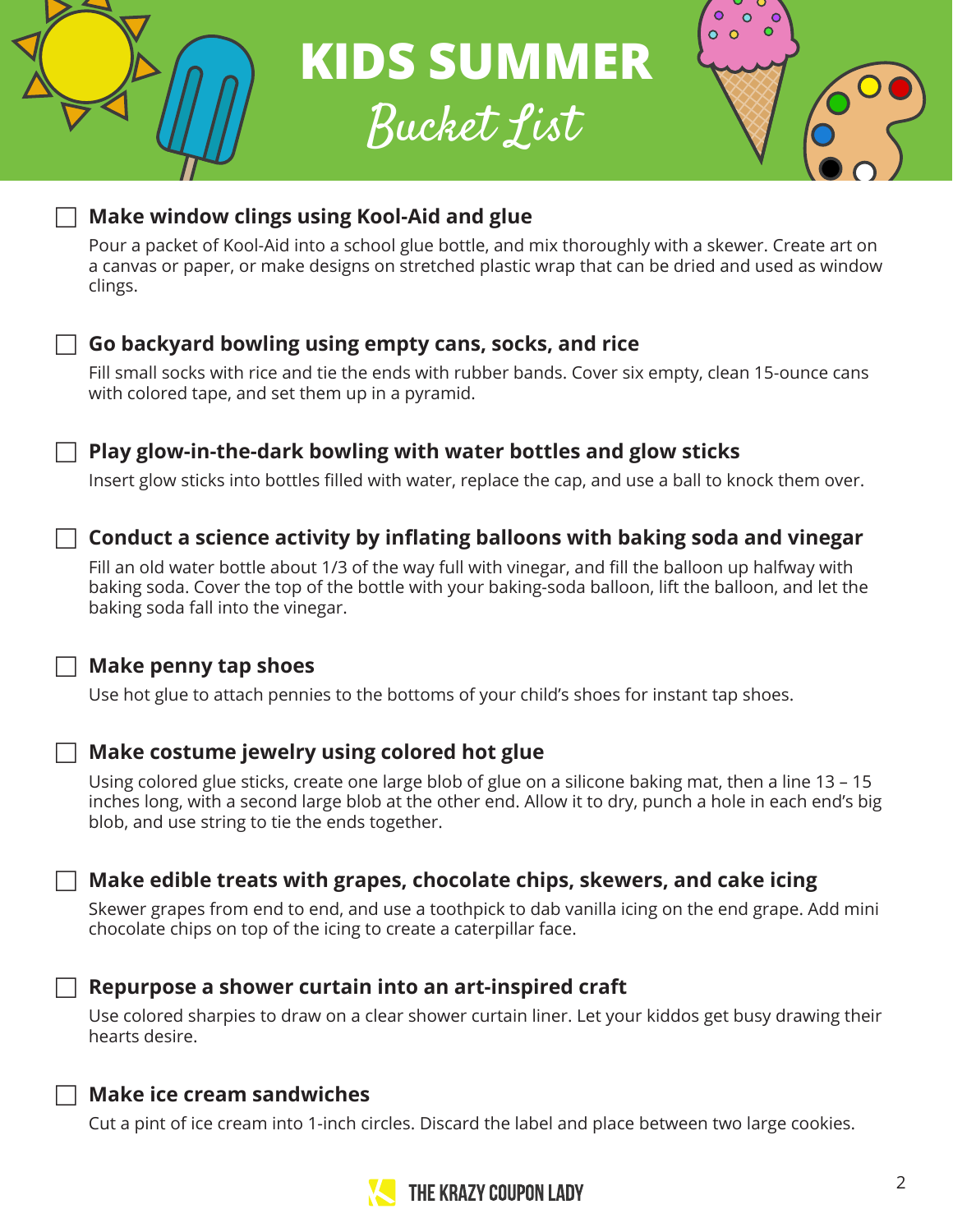# KIDS SUMMER Bucket List

- [ ] **Make window clings using Kool-Aid and glue**

  Pour a packet of Kool-Aid into a school glue bottle, and mix thoroughly with a skewer. Create art on a canvas or paper, or make designs on stretched plastic wrap that can be dried and used as window clings.

- [ ] **Go backyard bowling using empty cans, socks, and rice**

  Fill small socks with rice and tie the ends with rubber bands. Cover six empty, clean 15-ounce cans with colored tape, and set them up in a pyramid.

- [ ] **Play glow-in-the-dark bowling with water bottles and glow sticks**

  Insert glow sticks into bottles filled with water, replace the cap, and use a ball to knock them over.

- [ ] **Conduct a science activity by inflating balloons with baking soda and vinegar**

  Fill an old water bottle about 1/3 of the way full with vinegar, and fill the balloon up halfway with baking soda. Cover the top of the bottle with your baking-soda balloon, lift the balloon, and let the baking soda fall into the vinegar.

- [ ] **Make penny tap shoes**

  Use hot glue to attach pennies to the bottoms of your child's shoes for instant tap shoes.

- [ ] **Make costume jewelry using colored hot glue**

  Using colored glue sticks, create one large blob of glue on a silicone baking mat, then a line 13 – 15 inches long, with a second large blob at the other end. Allow it to dry, punch a hole in each end's big blob, and use string to tie the ends together.

- [ ] **Make edible treats with grapes, chocolate chips, skewers, and cake icing**

  Skewer grapes from end to end, and use a toothpick to dab vanilla icing on the end grape. Add mini chocolate chips on top of the icing to create a caterpillar face.

- [ ] **Repurpose a shower curtain into an art-inspired craft**

  Use colored sharpies to draw on a clear shower curtain liner. Let your kiddos get busy drawing their hearts desire.

- [ ] **Make ice cream sandwiches**

  Cut a pint of ice cream into 1-inch circles. Discard the label and place between two large cookies.

THE KRAZY COUPON LADY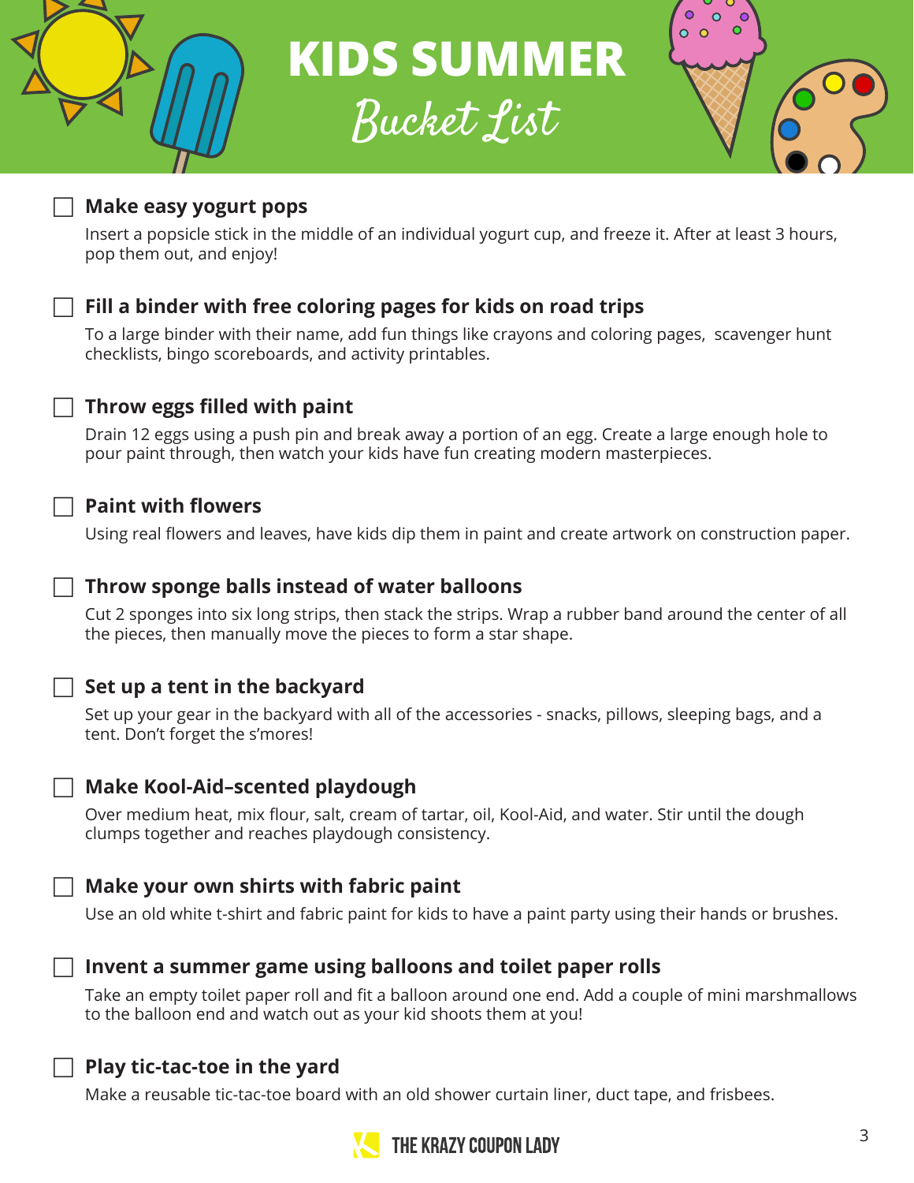# KIDS SUMMER

## Bucket List

- [ ] **Make easy yogurt pops**

  Insert a popsicle stick in the middle of an individual yogurt cup, and freeze it. After at least 3 hours, pop them out, and enjoy!

- [ ] **Fill a binder with free coloring pages for kids on road trips**

  To a large binder with their name, add fun things like crayons and coloring pages, scavenger hunt checklists, bingo scoreboards, and activity printables.

- [ ] **Throw eggs filled with paint**

  Drain 12 eggs using a push pin and break away a portion of an egg. Create a large enough hole to pour paint through, then watch your kids have fun creating modern masterpieces.

- [ ] **Paint with flowers**

  Using real flowers and leaves, have kids dip them in paint and create artwork on construction paper.

- [ ] **Throw sponge balls instead of water balloons**

  Cut 2 sponges into six long strips, then stack the strips. Wrap a rubber band around the center of all the pieces, then manually move the pieces to form a star shape.

- [ ] **Set up a tent in the backyard**

  Set up your gear in the backyard with all of the accessories - snacks, pillows, sleeping bags, and a tent. Don't forget the s'mores!

- [ ] **Make Kool-Aid–scented playdough**

  Over medium heat, mix flour, salt, cream of tartar, oil, Kool-Aid, and water. Stir until the dough clumps together and reaches playdough consistency.

- [ ] **Make your own shirts with fabric paint**

  Use an old white t-shirt and fabric paint for kids to have a paint party using their hands or brushes.

- [ ] **Invent a summer game using balloons and toilet paper rolls**

  Take an empty toilet paper roll and fit a balloon around one end. Add a couple of mini marshmallows to the balloon end and watch out as your kid shoots them at you!

- [ ] **Play tic-tac-toe in the yard**

  Make a reusable tic-tac-toe board with an old shower curtain liner, duct tape, and frisbees.

THE KRAZY COUPON LADY